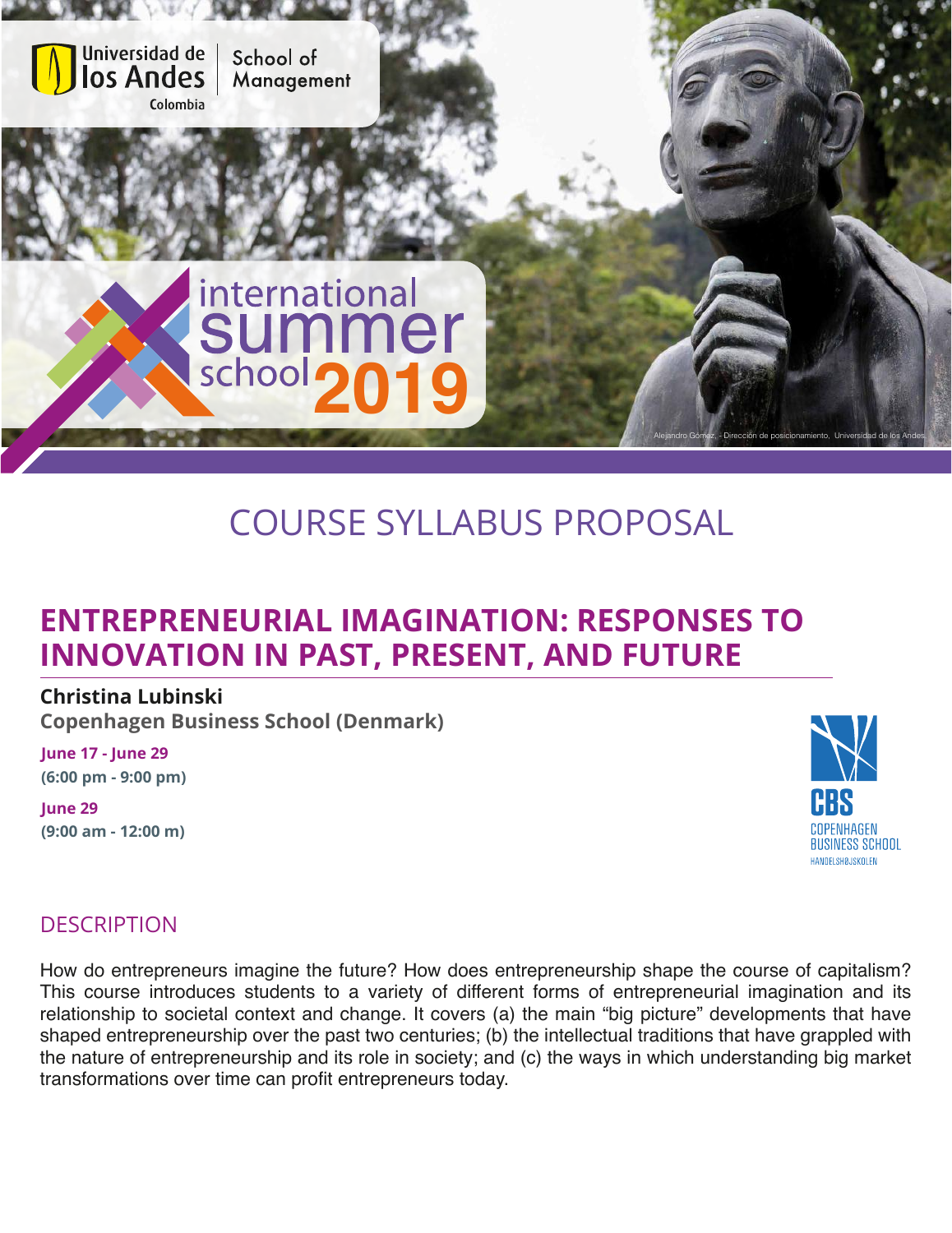Universidad de los Andes Colombia | School of Management

international summer school 2019

Alejandro Gómez, - Dirección de posicionamiento, Universidad de los Andes

# COURSE SYLLABUS PROPOSAL

## ENTREPRENEURIAL IMAGINATION: RESPONSES TO INNOVATION IN PAST, PRESENT, AND FUTURE

**Christina Lubinski**
**Copenhagen Business School (Denmark)**

**June 17 - June 29**
**(6:00 pm - 9:00 pm)**

**June 29**
**(9:00 am - 12:00 m)**

CBS COPENHAGEN BUSINESS SCHOOL HANDELSHØJSKOLEN

## DESCRIPTION

How do entrepreneurs imagine the future? How does entrepreneurship shape the course of capitalism? This course introduces students to a variety of different forms of entrepreneurial imagination and its relationship to societal context and change. It covers (a) the main "big picture" developments that have shaped entrepreneurship over the past two centuries; (b) the intellectual traditions that have grappled with the nature of entrepreneurship and its role in society; and (c) the ways in which understanding big market transformations over time can profit entrepreneurs today.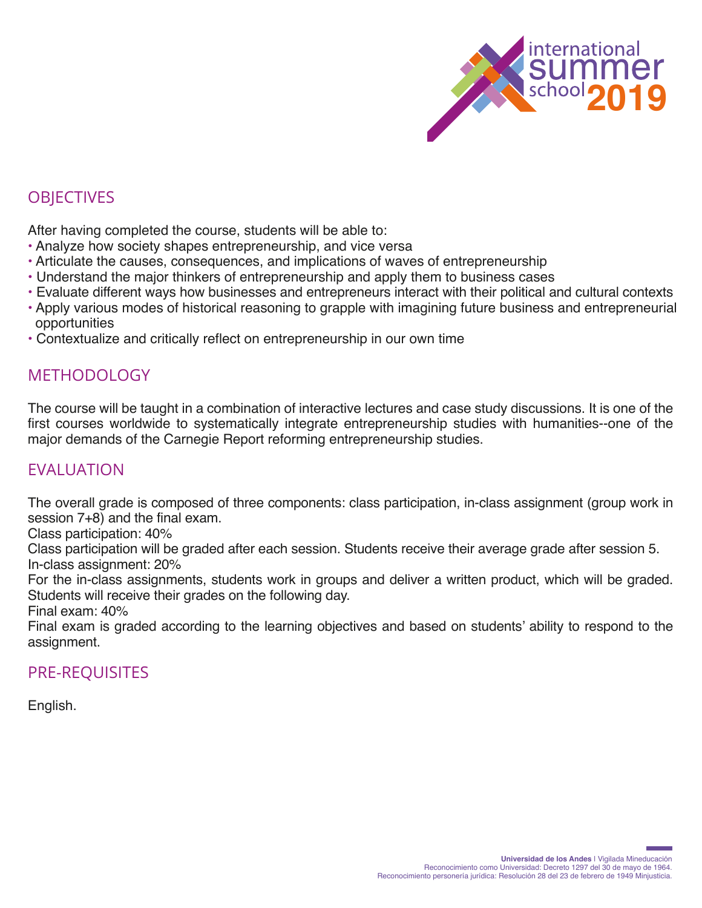## OBJECTIVES

After having completed the course, students will be able to:

- Analyze how society shapes entrepreneurship, and vice versa
- Articulate the causes, consequences, and implications of waves of entrepreneurship
- Understand the major thinkers of entrepreneurship and apply them to business cases
- Evaluate different ways how businesses and entrepreneurs interact with their political and cultural contexts
- Apply various modes of historical reasoning to grapple with imagining future business and entrepreneurial opportunities
- Contextualize and critically reflect on entrepreneurship in our own time

## METHODOLOGY

The course will be taught in a combination of interactive lectures and case study discussions. It is one of the first courses worldwide to systematically integrate entrepreneurship studies with humanities--one of the major demands of the Carnegie Report reforming entrepreneurship studies.

## EVALUATION

The overall grade is composed of three components: class participation, in-class assignment (group work in session 7+8) and the final exam.

Class participation: 40%

Class participation will be graded after each session. Students receive their average grade after session 5.

In-class assignment: 20%

For the in-class assignments, students work in groups and deliver a written product, which will be graded. Students will receive their grades on the following day.

Final exam: 40%

Final exam is graded according to the learning objectives and based on students' ability to respond to the assignment.

## PRE-REQUISITES

English.